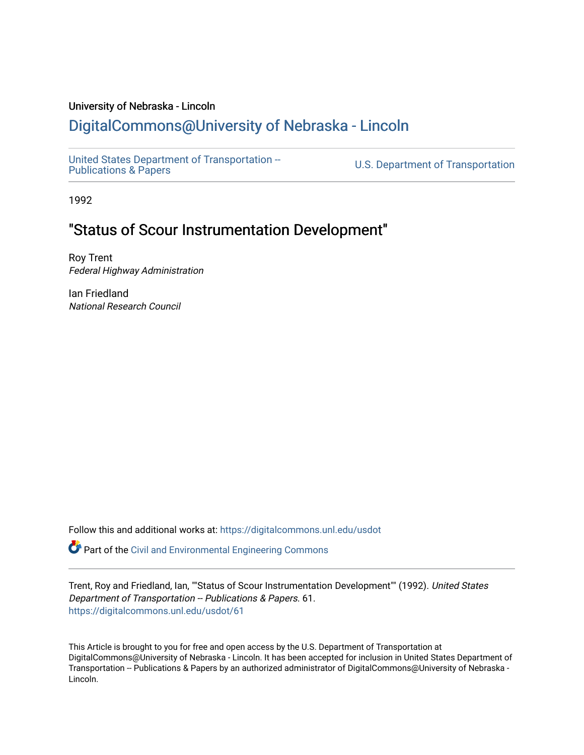University of Nebraska - Lincoln

# DigitalCommons@University of Nebraska - Lincoln

United States Department of Transportation -- Publications & Papers

U.S. Department of Transportation

1992

## "Status of Scour Instrumentation Development"

Roy Trent
*Federal Highway Administration*

Ian Friedland
*National Research Council*

Follow this and additional works at: https://digitalcommons.unl.edu/usdot

Part of the Civil and Environmental Engineering Commons

Trent, Roy and Friedland, Ian, ""Status of Scour Instrumentation Development"" (1992). *United States Department of Transportation -- Publications & Papers*. 61.
https://digitalcommons.unl.edu/usdot/61

This Article is brought to you for free and open access by the U.S. Department of Transportation at DigitalCommons@University of Nebraska - Lincoln. It has been accepted for inclusion in United States Department of Transportation -- Publications & Papers by an authorized administrator of DigitalCommons@University of Nebraska - Lincoln.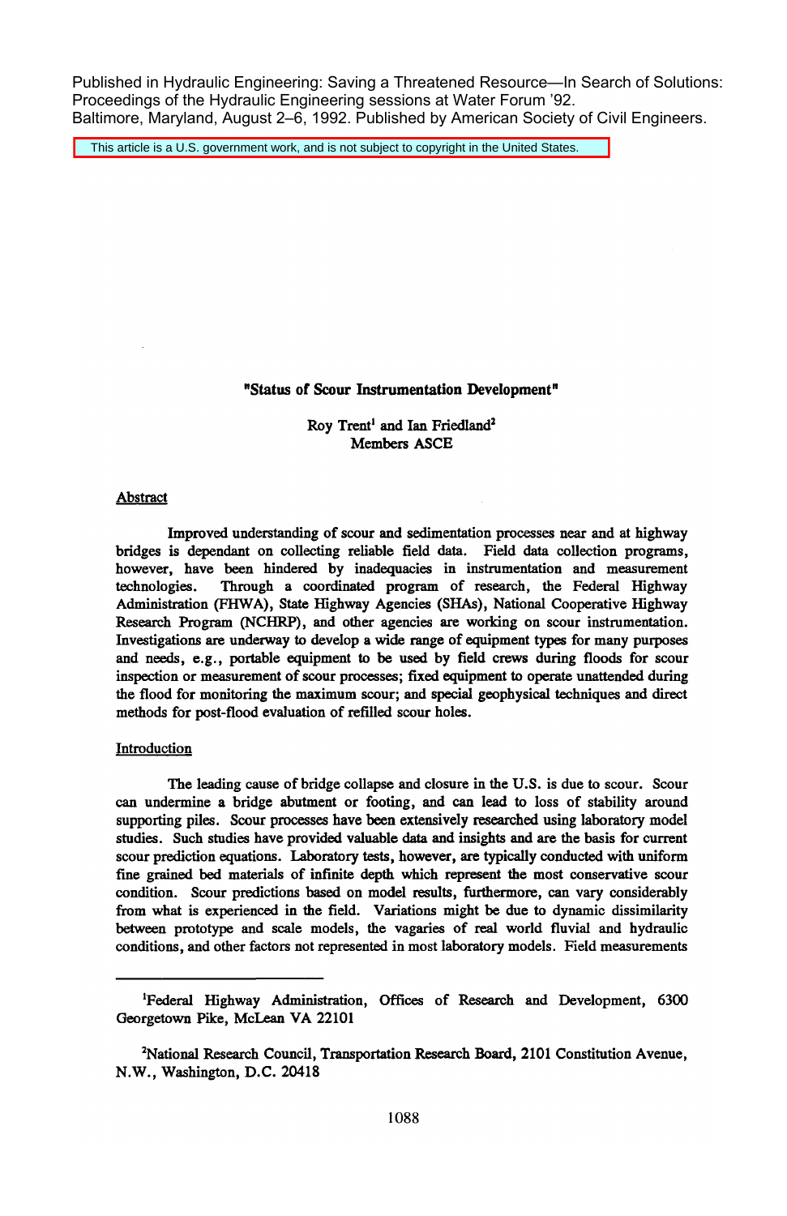Published in Hydraulic Engineering: Saving a Threatened Resource—In Search of Solutions: Proceedings of the Hydraulic Engineering sessions at Water Forum '92.
Baltimore, Maryland, August 2–6, 1992. Published by American Society of Civil Engineers.

This article is a U.S. government work, and is not subject to copyright in the United States.

# "Status of Scour Instrumentation Development"

Roy Trent[1] and Ian Friedland[2]
Members ASCE

## Abstract

Improved understanding of scour and sedimentation processes near and at highway bridges is dependant on collecting reliable field data. Field data collection programs, however, have been hindered by inadequacies in instrumentation and measurement technologies. Through a coordinated program of research, the Federal Highway Administration (FHWA), State Highway Agencies (SHAs), National Cooperative Highway Research Program (NCHRP), and other agencies are working on scour instrumentation. Investigations are underway to develop a wide range of equipment types for many purposes and needs, e.g., portable equipment to be used by field crews during floods for scour inspection or measurement of scour processes; fixed equipment to operate unattended during the flood for monitoring the maximum scour; and special geophysical techniques and direct methods for post-flood evaluation of refilled scour holes.

## Introduction

The leading cause of bridge collapse and closure in the U.S. is due to scour. Scour can undermine a bridge abutment or footing, and can lead to loss of stability around supporting piles. Scour processes have been extensively researched using laboratory model studies. Such studies have provided valuable data and insights and are the basis for current scour prediction equations. Laboratory tests, however, are typically conducted with uniform fine grained bed materials of infinite depth which represent the most conservative scour condition. Scour predictions based on model results, furthermore, can vary considerably from what is experienced in the field. Variations might be due to dynamic dissimilarity between prototype and scale models, the vagaries of real world fluvial and hydraulic conditions, and other factors not represented in most laboratory models. Field measurements

---

[1]Federal Highway Administration, Offices of Research and Development, 6300 Georgetown Pike, McLean VA 22101

[2]National Research Council, Transportation Research Board, 2101 Constitution Avenue, N.W., Washington, D.C. 20418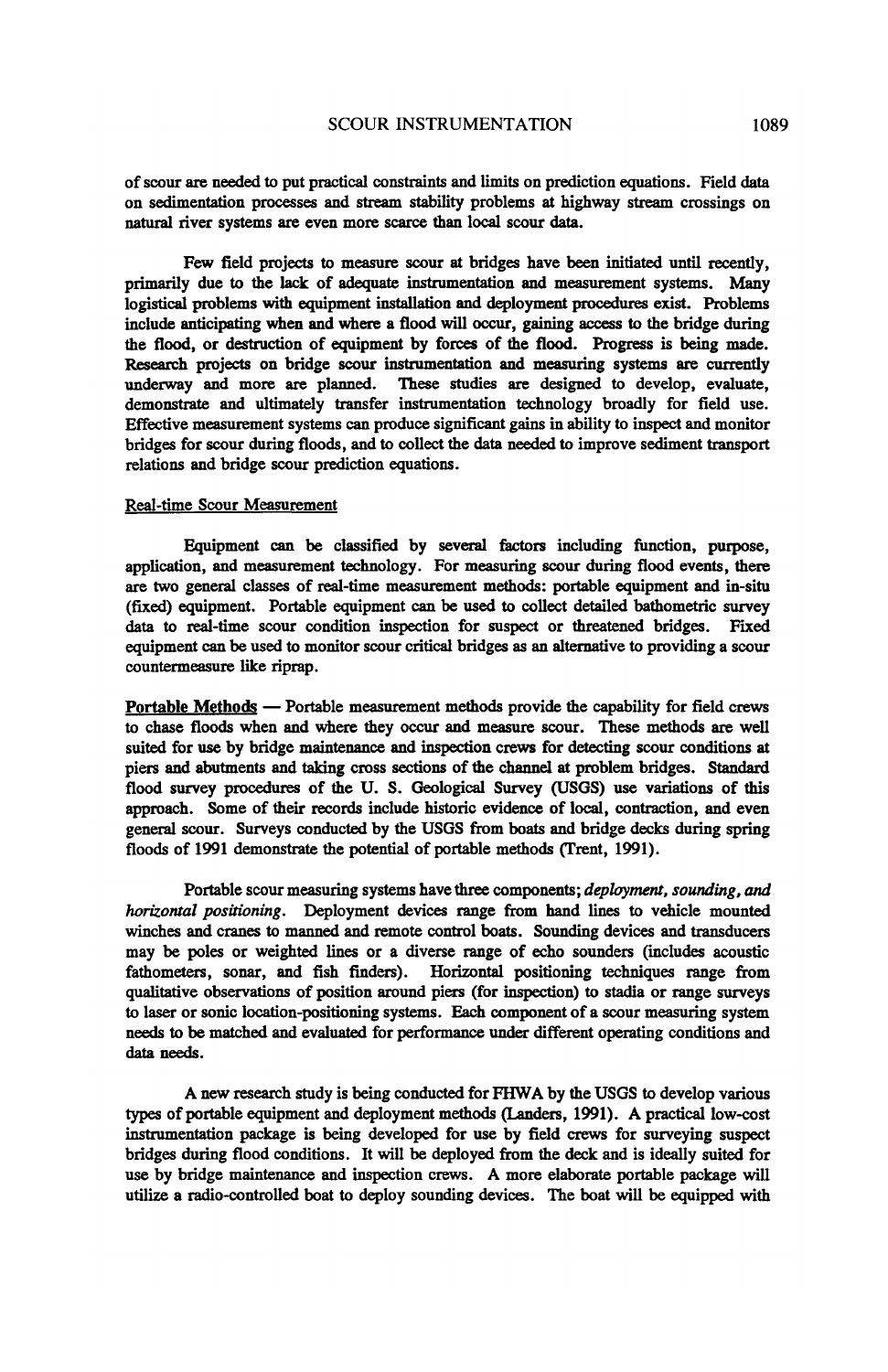of scour are needed to put practical constraints and limits on prediction equations. Field data on sedimentation processes and stream stability problems at highway stream crossings on natural river systems are even more scarce than local scour data.

Few field projects to measure scour at bridges have been initiated until recently, primarily due to the lack of adequate instrumentation and measurement systems. Many logistical problems with equipment installation and deployment procedures exist. Problems include anticipating when and where a flood will occur, gaining access to the bridge during the flood, or destruction of equipment by forces of the flood. Progress is being made. Research projects on bridge scour instrumentation and measuring systems are currently underway and more are planned. These studies are designed to develop, evaluate, demonstrate and ultimately transfer instrumentation technology broadly for field use. Effective measurement systems can produce significant gains in ability to inspect and monitor bridges for scour during floods, and to collect the data needed to improve sediment transport relations and bridge scour prediction equations.

## Real-time Scour Measurement

Equipment can be classified by several factors including function, purpose, application, and measurement technology. For measuring scour during flood events, there are two general classes of real-time measurement methods: portable equipment and in-situ (fixed) equipment. Portable equipment can be used to collect detailed bathometric survey data to real-time scour condition inspection for suspect or threatened bridges. Fixed equipment can be used to monitor scour critical bridges as an alternative to providing a scour countermeasure like riprap.

**Portable Methods** — Portable measurement methods provide the capability for field crews to chase floods when and where they occur and measure scour. These methods are well suited for use by bridge maintenance and inspection crews for detecting scour conditions at piers and abutments and taking cross sections of the channel at problem bridges. Standard flood survey procedures of the U. S. Geological Survey (USGS) use variations of this approach. Some of their records include historic evidence of local, contraction, and even general scour. Surveys conducted by the USGS from boats and bridge decks during spring floods of 1991 demonstrate the potential of portable methods (Trent, 1991).

Portable scour measuring systems have three components; *deployment, sounding, and horizontal positioning*. Deployment devices range from hand lines to vehicle mounted winches and cranes to manned and remote control boats. Sounding devices and transducers may be poles or weighted lines or a diverse range of echo sounders (includes acoustic fathometers, sonar, and fish finders). Horizontal positioning techniques range from qualitative observations of position around piers (for inspection) to stadia or range surveys to laser or sonic location-positioning systems. Each component of a scour measuring system needs to be matched and evaluated for performance under different operating conditions and data needs.

A new research study is being conducted for FHWA by the USGS to develop various types of portable equipment and deployment methods (Landers, 1991). A practical low-cost instrumentation package is being developed for use by field crews for surveying suspect bridges during flood conditions. It will be deployed from the deck and is ideally suited for use by bridge maintenance and inspection crews. A more elaborate portable package will utilize a radio-controlled boat to deploy sounding devices. The boat will be equipped with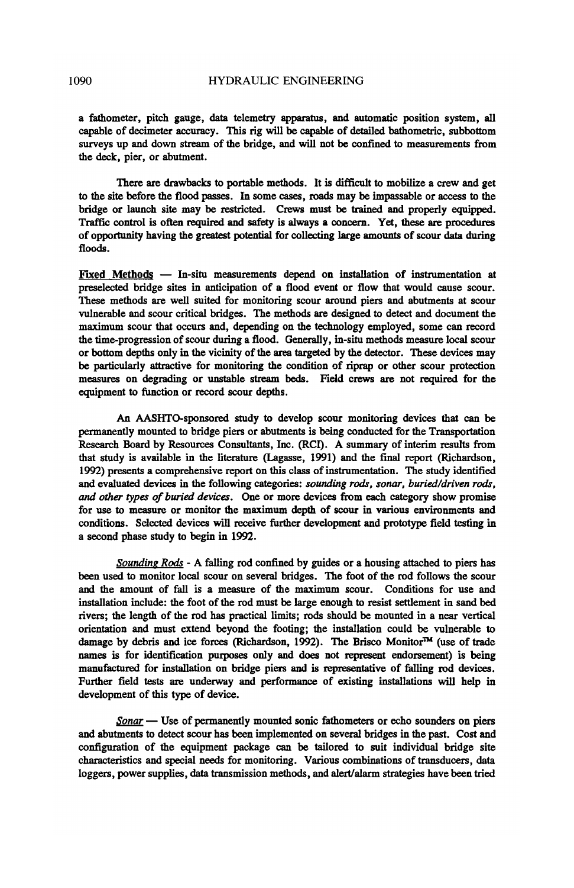a fathometer, pitch gauge, data telemetry apparatus, and automatic position system, all capable of decimeter accuracy. This rig will be capable of detailed bathometric, subbottom surveys up and down stream of the bridge, and will not be confined to measurements from the deck, pier, or abutment.

There are drawbacks to portable methods. It is difficult to mobilize a crew and get to the site before the flood passes. In some cases, roads may be impassable or access to the bridge or launch site may be restricted. Crews must be trained and properly equipped. Traffic control is often required and safety is always a concern. Yet, these are procedures of opportunity having the greatest potential for collecting large amounts of scour data during floods.

<u>Fixed Methods</u> — In-situ measurements depend on installation of instrumentation at preselected bridge sites in anticipation of a flood event or flow that would cause scour. These methods are well suited for monitoring scour around piers and abutments at scour vulnerable and scour critical bridges. The methods are designed to detect and document the maximum scour that occurs and, depending on the technology employed, some can record the time-progression of scour during a flood. Generally, in-situ methods measure local scour or bottom depths only in the vicinity of the area targeted by the detector. These devices may be particularly attractive for monitoring the condition of riprap or other scour protection measures on degrading or unstable stream beds. Field crews are not required for the equipment to function or record scour depths.

An AASHTO-sponsored study to develop scour monitoring devices that can be permanently mounted to bridge piers or abutments is being conducted for the Transportation Research Board by Resources Consultants, Inc. (RCI). A summary of interim results from that study is available in the literature (Lagasse, 1991) and the final report (Richardson, 1992) presents a comprehensive report on this class of instrumentation. The study identified and evaluated devices in the following categories: ***sounding rods, sonar, buried/driven rods, and other types of buried devices.*** One or more devices from each category show promise for use to measure or monitor the maximum depth of scour in various environments and conditions. Selected devices will receive further development and prototype field testing in a second phase study to begin in 1992.

*<u>Sounding Rods</u>* - A falling rod confined by guides or a housing attached to piers has been used to monitor local scour on several bridges. The foot of the rod follows the scour and the amount of fall is a measure of the maximum scour. Conditions for use and installation include: the foot of the rod must be large enough to resist settlement in sand bed rivers; the length of the rod has practical limits; rods should be mounted in a near vertical orientation and must extend beyond the footing; the installation could be vulnerable to damage by debris and ice forces (Richardson, 1992). The Brisco Monitor™ (use of trade names is for identification purposes only and does not represent endorsement) is being manufactured for installation on bridge piers and is representative of falling rod devices. Further field tests are underway and performance of existing installations will help in development of this type of device.

*<u>Sonar</u>* — Use of permanently mounted sonic fathometers or echo sounders on piers and abutments to detect scour has been implemented on several bridges in the past. Cost and configuration of the equipment package can be tailored to suit individual bridge site characteristics and special needs for monitoring. Various combinations of transducers, data loggers, power supplies, data transmission methods, and alert/alarm strategies have been tried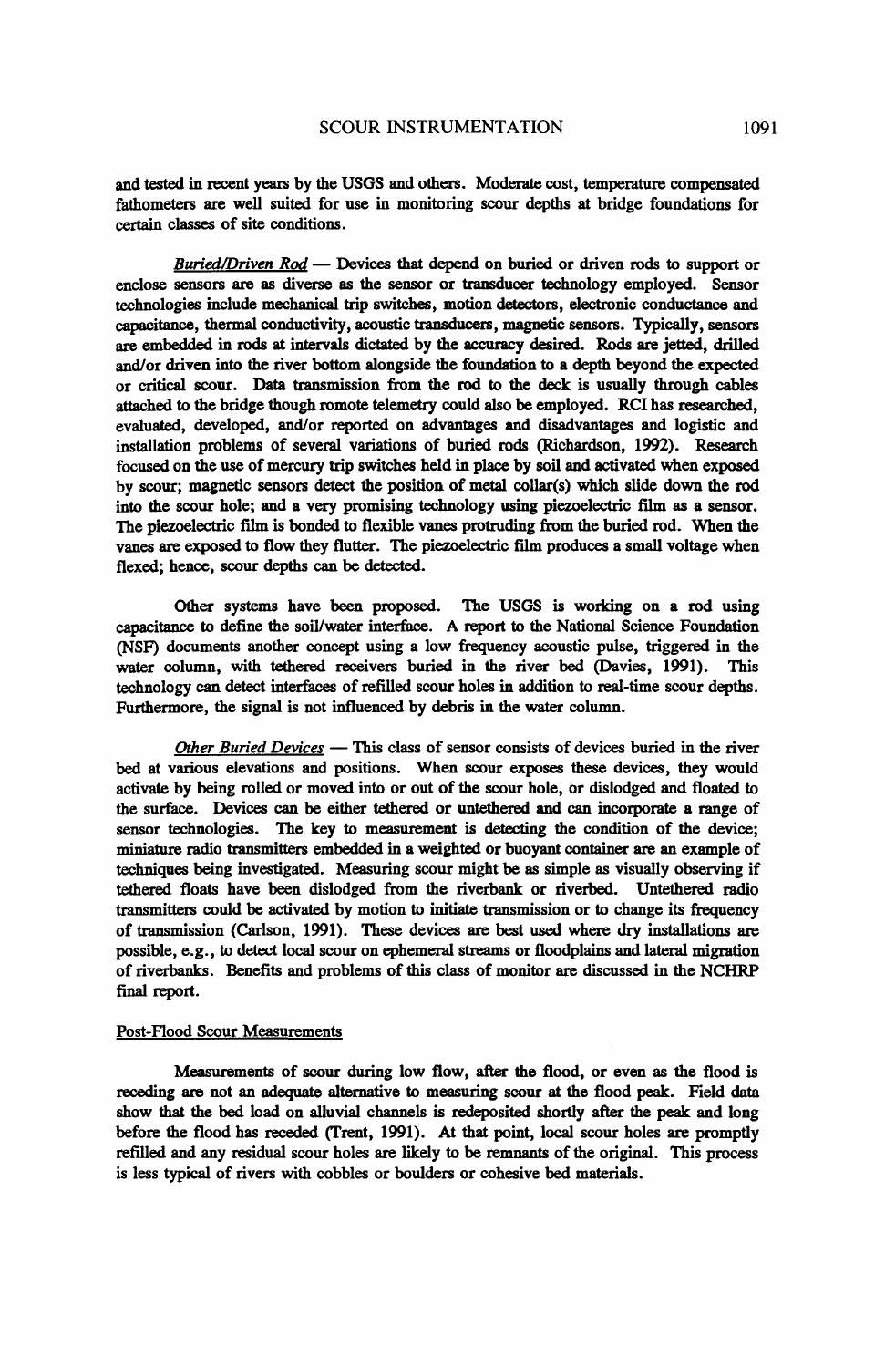and tested in recent years by the USGS and others. Moderate cost, temperature compensated fathometers are well suited for use in monitoring scour depths at bridge foundations for certain classes of site conditions.

*Buried/Driven Rod* — Devices that depend on buried or driven rods to support or enclose sensors are as diverse as the sensor or transducer technology employed. Sensor technologies include mechanical trip switches, motion detectors, electronic conductance and capacitance, thermal conductivity, acoustic transducers, magnetic sensors. Typically, sensors are embedded in rods at intervals dictated by the accuracy desired. Rods are jetted, drilled and/or driven into the river bottom alongside the foundation to a depth beyond the expected or critical scour. Data transmission from the rod to the deck is usually through cables attached to the bridge though romote telemetry could also be employed. RCI has researched, evaluated, developed, and/or reported on advantages and disadvantages and logistic and installation problems of several variations of buried rods (Richardson, 1992). Research focused on the use of mercury trip switches held in place by soil and activated when exposed by scour; magnetic sensors detect the position of metal collar(s) which slide down the rod into the scour hole; and a very promising technology using piezoelectric film as a sensor. The piezoelectric film is bonded to flexible vanes protruding from the buried rod. When the vanes are exposed to flow they flutter. The piezoelectric film produces a small voltage when flexed; hence, scour depths can be detected.

Other systems have been proposed. The USGS is working on a rod using capacitance to define the soil/water interface. A report to the National Science Foundation (NSF) documents another concept using a low frequency acoustic pulse, triggered in the water column, with tethered receivers buried in the river bed (Davies, 1991). This technology can detect interfaces of refilled scour holes in addition to real-time scour depths. Furthermore, the signal is not influenced by debris in the water column.

*Other Buried Devices* — This class of sensor consists of devices buried in the river bed at various elevations and positions. When scour exposes these devices, they would activate by being rolled or moved into or out of the scour hole, or dislodged and floated to the surface. Devices can be either tethered or untethered and can incorporate a range of sensor technologies. The key to measurement is detecting the condition of the device; miniature radio transmitters embedded in a weighted or buoyant container are an example of techniques being investigated. Measuring scour might be as simple as visually observing if tethered floats have been dislodged from the riverbank or riverbed. Untethered radio transmitters could be activated by motion to initiate transmission or to change its frequency of transmission (Carlson, 1991). These devices are best used where dry installations are possible, e.g., to detect local scour on ephemeral streams or floodplains and lateral migration of riverbanks. Benefits and problems of this class of monitor are discussed in the NCHRP final report.

## Post-Flood Scour Measurements

Measurements of scour during low flow, after the flood, or even as the flood is receding are not an adequate alternative to measuring scour at the flood peak. Field data show that the bed load on alluvial channels is redeposited shortly after the peak and long before the flood has receded (Trent, 1991). At that point, local scour holes are promptly refilled and any residual scour holes are likely to be remnants of the original. This process is less typical of rivers with cobbles or boulders or cohesive bed materials.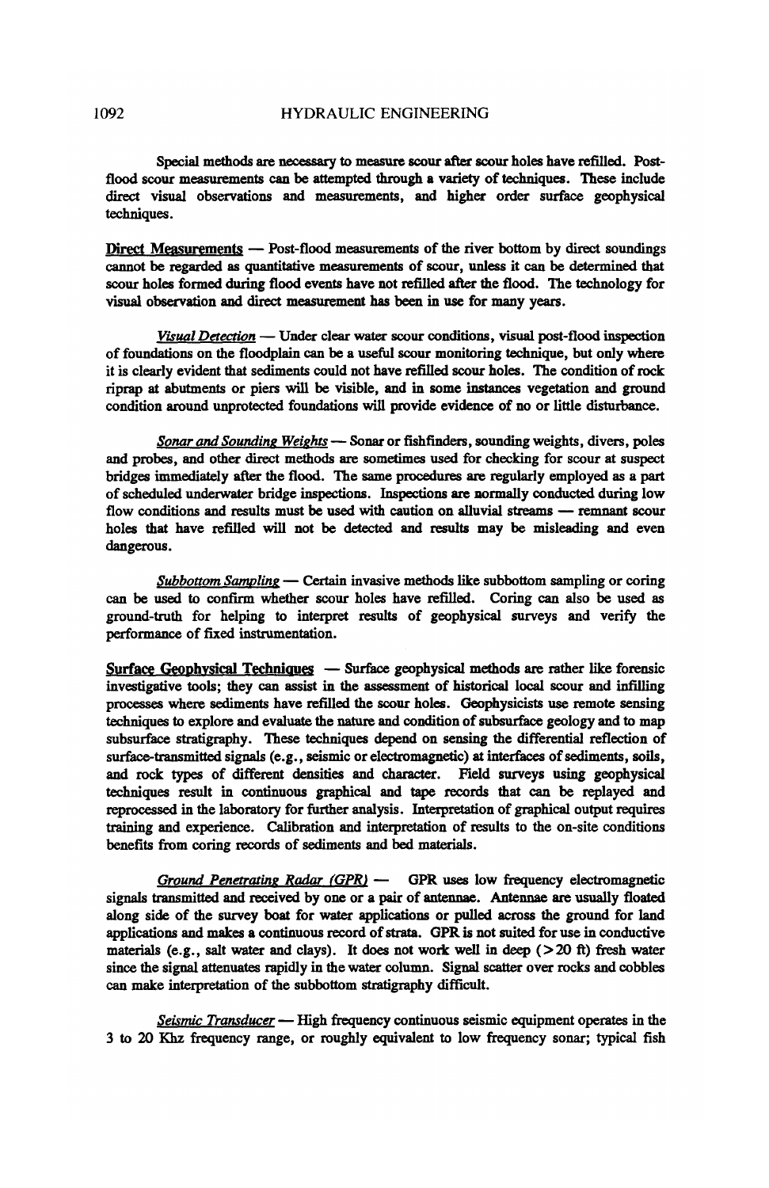Special methods are necessary to measure scour after scour holes have refilled. Post-flood scour measurements can be attempted through a variety of techniques. These include direct visual observations and measurements, and higher order surface geophysical techniques.

**Direct Measurements** — Post-flood measurements of the river bottom by direct soundings cannot be regarded as quantitative measurements of scour, unless it can be determined that scour holes formed during flood events have not refilled after the flood. The technology for visual observation and direct measurement has been in use for many years.

*Visual Detection* — Under clear water scour conditions, visual post-flood inspection of foundations on the floodplain can be a useful scour monitoring technique, but only where it is clearly evident that sediments could not have refilled scour holes. The condition of rock riprap at abutments or piers will be visible, and in some instances vegetation and ground condition around unprotected foundations will provide evidence of no or little disturbance.

*Sonar and Sounding Weights* — Sonar or fishfinders, sounding weights, divers, poles and probes, and other direct methods are sometimes used for checking for scour at suspect bridges immediately after the flood. The same procedures are regularly employed as a part of scheduled underwater bridge inspections. Inspections are normally conducted during low flow conditions and results must be used with caution on alluvial streams — remnant scour holes that have refilled will not be detected and results may be misleading and even dangerous.

*Subbottom Sampling* — Certain invasive methods like subbottom sampling or coring can be used to confirm whether scour holes have refilled. Coring can also be used as ground-truth for helping to interpret results of geophysical surveys and verify the performance of fixed instrumentation.

**Surface Geophysical Techniques** — Surface geophysical methods are rather like forensic investigative tools; they can assist in the assessment of historical local scour and infilling processes where sediments have refilled the scour holes. Geophysicists use remote sensing techniques to explore and evaluate the nature and condition of subsurface geology and to map subsurface stratigraphy. These techniques depend on sensing the differential reflection of surface-transmitted signals (e.g., seismic or electromagnetic) at interfaces of sediments, soils, and rock types of different densities and character. Field surveys using geophysical techniques result in continuous graphical and tape records that can be replayed and reprocessed in the laboratory for further analysis. Interpretation of graphical output requires training and experience. Calibration and interpretation of results to the on-site conditions benefits from coring records of sediments and bed materials.

*Ground Penetrating Radar (GPR)* — GPR uses low frequency electromagnetic signals transmitted and received by one or a pair of antennae. Antennae are usually floated along side of the survey boat for water applications or pulled across the ground for land applications and makes a continuous record of strata. GPR is not suited for use in conductive materials (e.g., salt water and clays). It does not work well in deep (>20 ft) fresh water since the signal attenuates rapidly in the water column. Signal scatter over rocks and cobbles can make interpretation of the subbottom stratigraphy difficult.

*Seismic Transducer* — High frequency continuous seismic equipment operates in the 3 to 20 Khz frequency range, or roughly equivalent to low frequency sonar; typical fish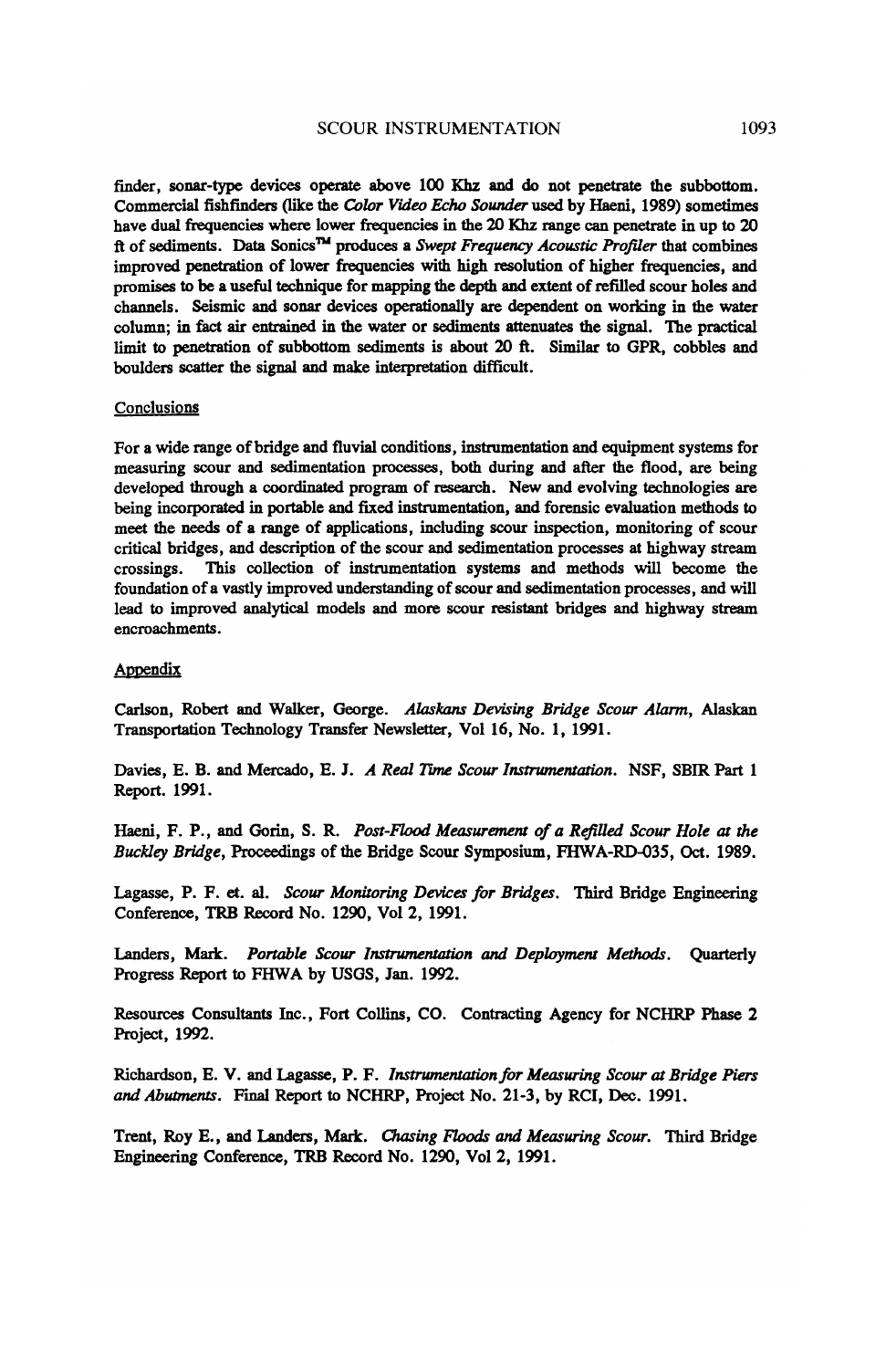finder, sonar-type devices operate above 100 Khz and do not penetrate the subbottom. Commercial fishfinders (like the *Color Video Echo Sounder* used by Haeni, 1989) sometimes have dual frequencies where lower frequencies in the 20 Khz range can penetrate in up to 20 ft of sediments. Data Sonics™ produces a *Swept Frequency Acoustic Profiler* that combines improved penetration of lower frequencies with high resolution of higher frequencies, and promises to be a useful technique for mapping the depth and extent of refilled scour holes and channels. Seismic and sonar devices operationally are dependent on working in the water column; in fact air entrained in the water or sediments attenuates the signal. The practical limit to penetration of subbottom sediments is about 20 ft. Similar to GPR, cobbles and boulders scatter the signal and make interpretation difficult.

## Conclusions

For a wide range of bridge and fluvial conditions, instrumentation and equipment systems for measuring scour and sedimentation processes, both during and after the flood, are being developed through a coordinated program of research. New and evolving technologies are being incorporated in portable and fixed instrumentation, and forensic evaluation methods to meet the needs of a range of applications, including scour inspection, monitoring of scour critical bridges, and description of the scour and sedimentation processes at highway stream crossings. This collection of instrumentation systems and methods will become the foundation of a vastly improved understanding of scour and sedimentation processes, and will lead to improved analytical models and more scour resistant bridges and highway stream encroachments.

## Appendix

Carlson, Robert and Walker, George. *Alaskans Devising Bridge Scour Alarm*, Alaskan Transportation Technology Transfer Newsletter, Vol 16, No. 1, 1991.

Davies, E. B. and Mercado, E. J. *A Real Time Scour Instrumentation*. NSF, SBIR Part 1 Report. 1991.

Haeni, F. P., and Gorin, S. R. *Post-Flood Measurement of a Refilled Scour Hole at the Buckley Bridge*, Proceedings of the Bridge Scour Symposium, FHWA-RD-035, Oct. 1989.

Lagasse, P. F. et. al. *Scour Monitoring Devices for Bridges*. Third Bridge Engineering Conference, TRB Record No. 1290, Vol 2, 1991.

Landers, Mark. *Portable Scour Instrumentation and Deployment Methods*. Quarterly Progress Report to FHWA by USGS, Jan. 1992.

Resources Consultants Inc., Fort Collins, CO. Contracting Agency for NCHRP Phase 2 Project, 1992.

Richardson, E. V. and Lagasse, P. F. *Instrumentation for Measuring Scour at Bridge Piers and Abutments*. Final Report to NCHRP, Project No. 21-3, by RCI, Dec. 1991.

Trent, Roy E., and Landers, Mark. *Chasing Floods and Measuring Scour*. Third Bridge Engineering Conference, TRB Record No. 1290, Vol 2, 1991.